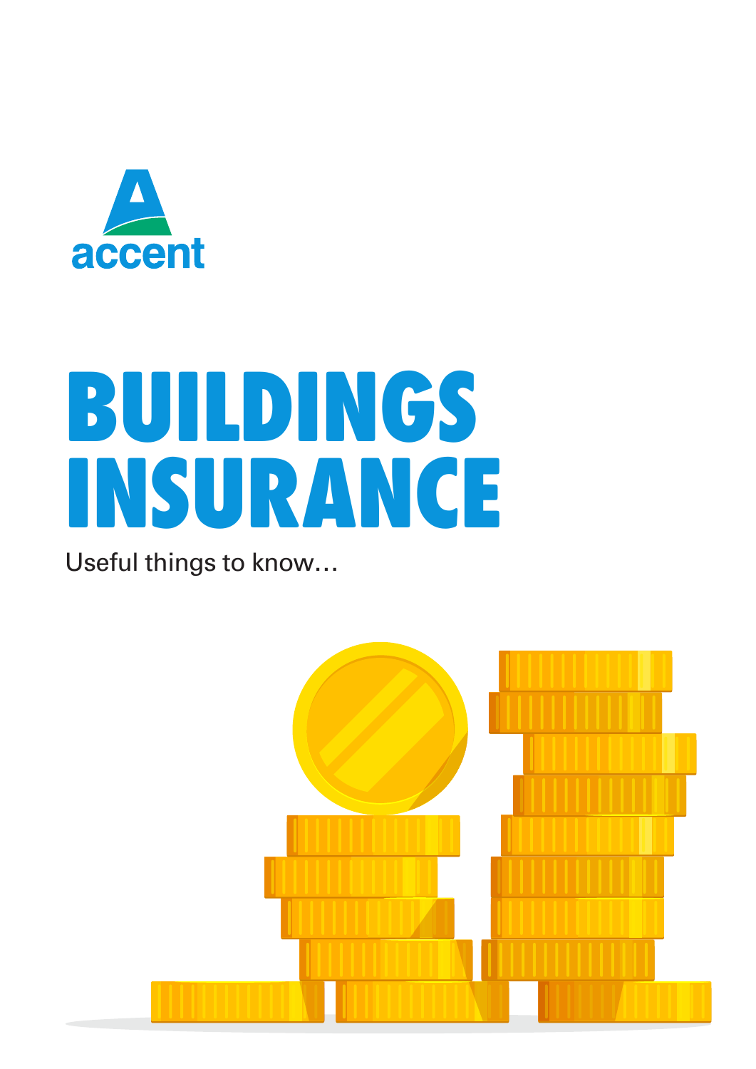accent

# BUILDINGS INSURANCE

Useful things to know...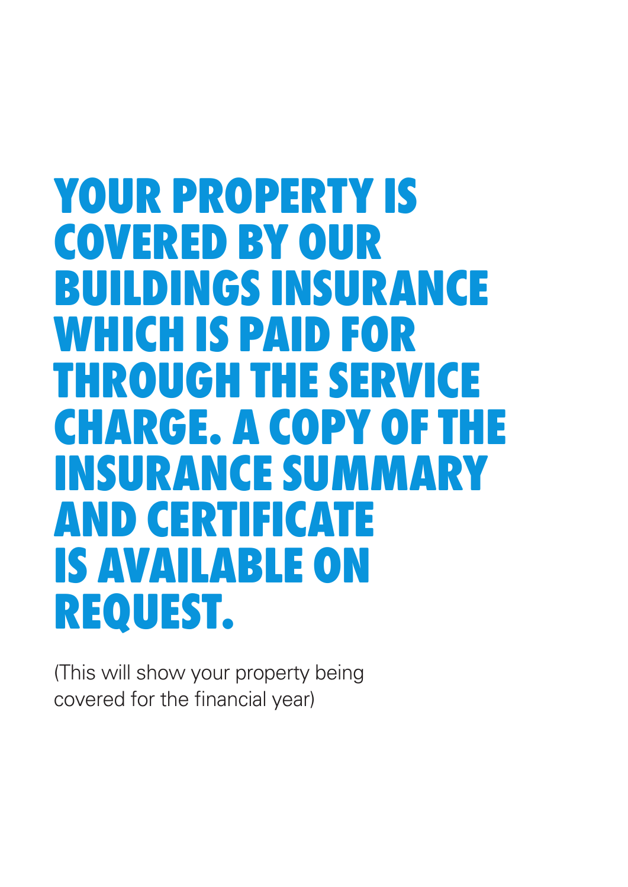# YOUR PROPERTY IS COVERED BY OUR BUILDINGS INSURANCE WHICH IS PAID FOR THROUGH THE SERVICE CHARGE. A COPY OF THE INSURANCE SUMMARY AND CERTIFICATE IS AVAILABLE ON REQUEST.

(This will show your property being covered for the financial year)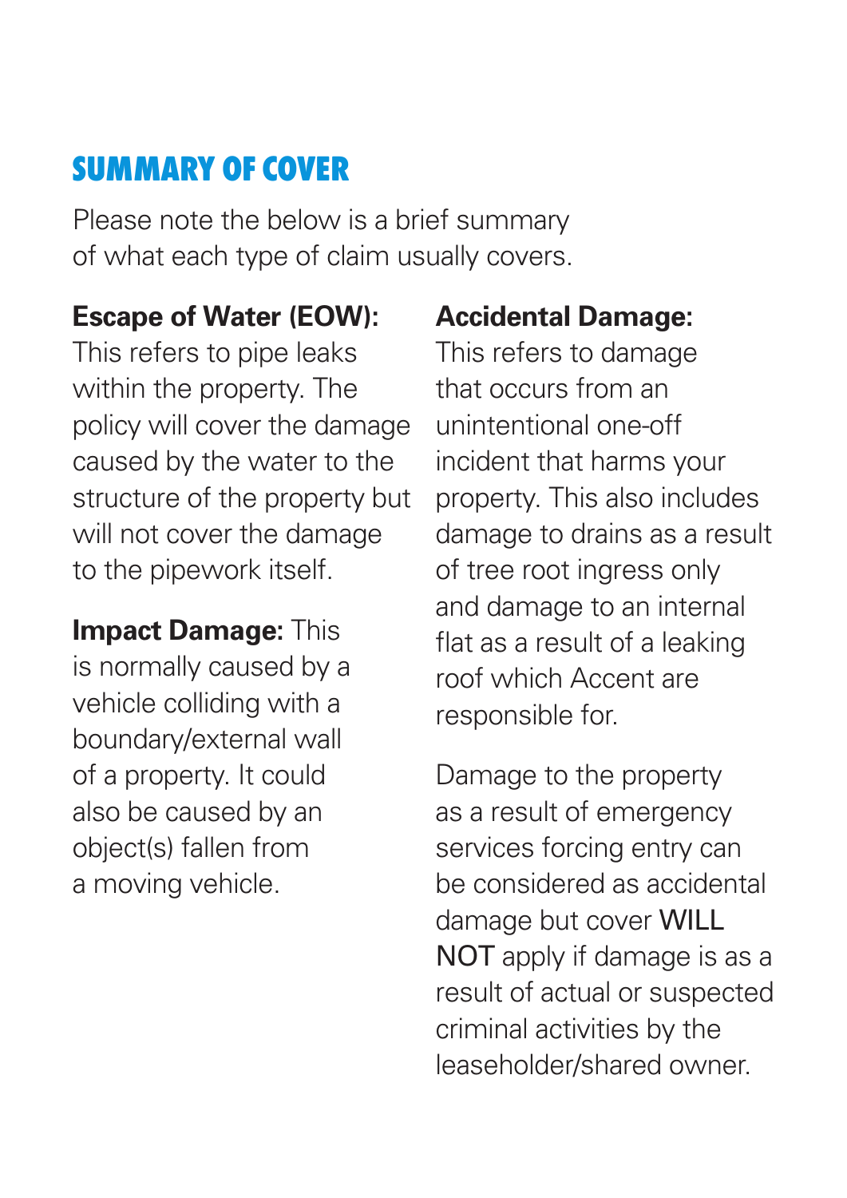## SUMMARY OF COVER

Please note the below is a brief summary of what each type of claim usually covers.

**Escape of Water (EOW):** This refers to pipe leaks within the property. The policy will cover the damage caused by the water to the structure of the property but will not cover the damage to the pipework itself.

**Impact Damage:** This is normally caused by a vehicle colliding with a boundary/external wall of a property. It could also be caused by an object(s) fallen from a moving vehicle.

**Accidental Damage:** This refers to damage that occurs from an unintentional one-off incident that harms your property. This also includes damage to drains as a result of tree root ingress only and damage to an internal flat as a result of a leaking roof which Accent are responsible for.

Damage to the property as a result of emergency services forcing entry can be considered as accidental damage but cover WILL NOT apply if damage is as a result of actual or suspected criminal activities by the leaseholder/shared owner.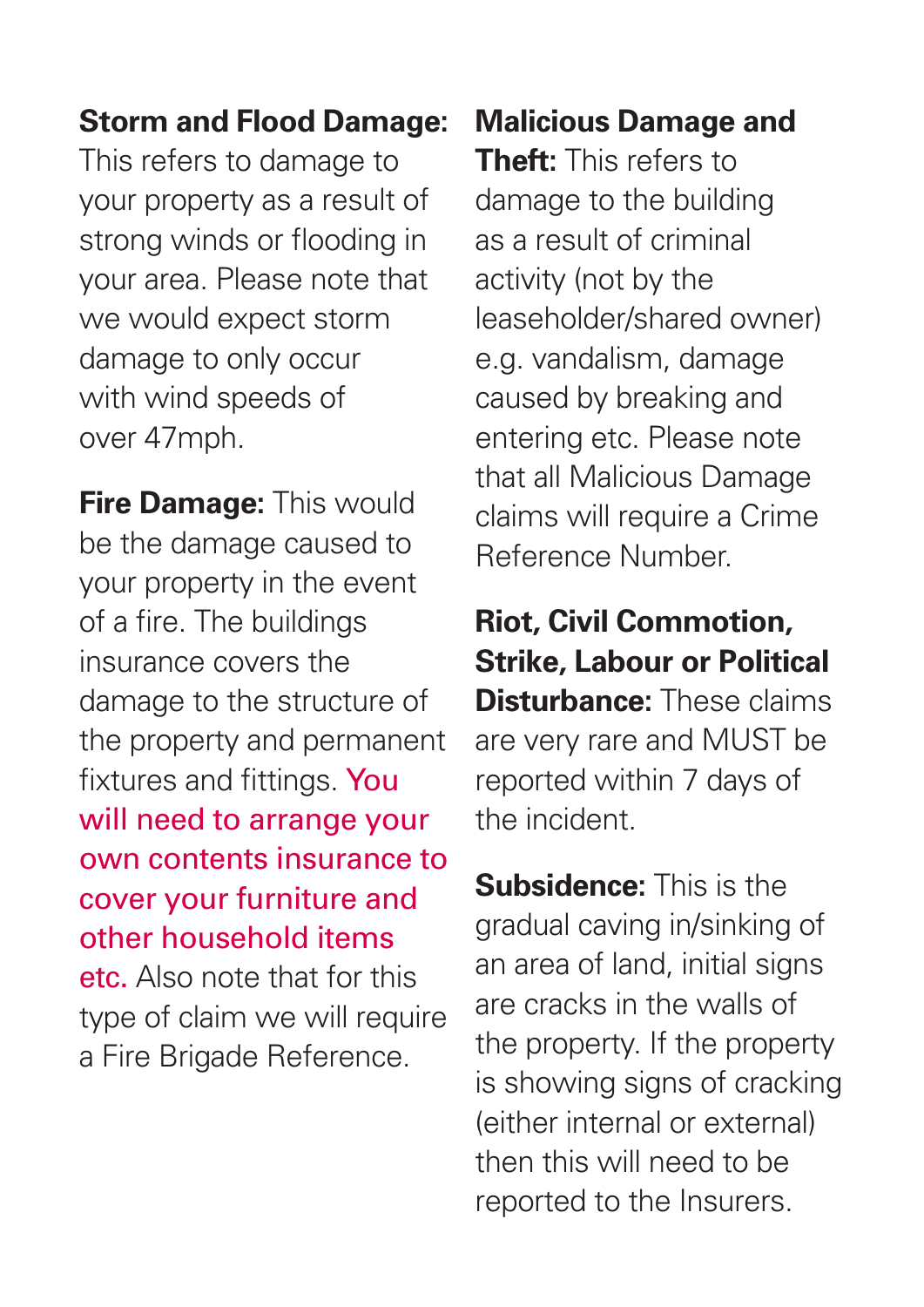**Storm and Flood Damage:** This refers to damage to your property as a result of strong winds or flooding in your area. Please note that we would expect storm damage to only occur with wind speeds of over 47mph.

**Fire Damage:** This would be the damage caused to your property in the event of a fire. The buildings insurance covers the damage to the structure of the property and permanent fixtures and fittings. You will need to arrange your own contents insurance to cover your furniture and other household items etc. Also note that for this type of claim we will require a Fire Brigade Reference.

**Malicious Damage and Theft:** This refers to damage to the building as a result of criminal activity (not by the leaseholder/shared owner) e.g. vandalism, damage caused by breaking and entering etc. Please note that all Malicious Damage claims will require a Crime Reference Number.

**Riot, Civil Commotion, Strike, Labour or Political Disturbance:** These claims are very rare and MUST be reported within 7 days of the incident.

**Subsidence:** This is the gradual caving in/sinking of an area of land, initial signs are cracks in the walls of the property. If the property is showing signs of cracking (either internal or external) then this will need to be reported to the Insurers.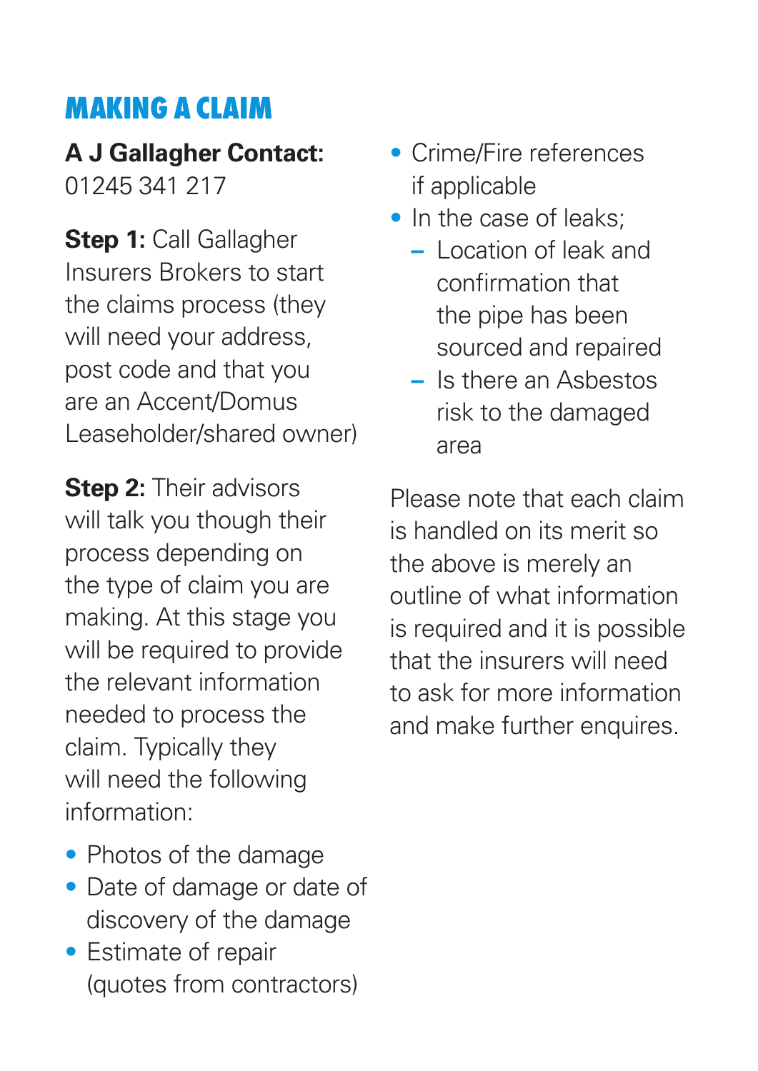## MAKING A CLAIM

**A J Gallagher Contact:** 01245 341 217

**Step 1:** Call Gallagher Insurers Brokers to start the claims process (they will need your address, post code and that you are an Accent/Domus Leaseholder/shared owner)

**Step 2:** Their advisors will talk you though their process depending on the type of claim you are making. At this stage you will be required to provide the relevant information needed to process the claim. Typically they will need the following information:

- Photos of the damage
- Date of damage or date of discovery of the damage
- Estimate of repair (quotes from contractors)
- Crime/Fire references if applicable
- In the case of leaks;
  - Location of leak and confirmation that the pipe has been sourced and repaired
  - Is there an Asbestos risk to the damaged area

Please note that each claim is handled on its merit so the above is merely an outline of what information is required and it is possible that the insurers will need to ask for more information and make further enquires.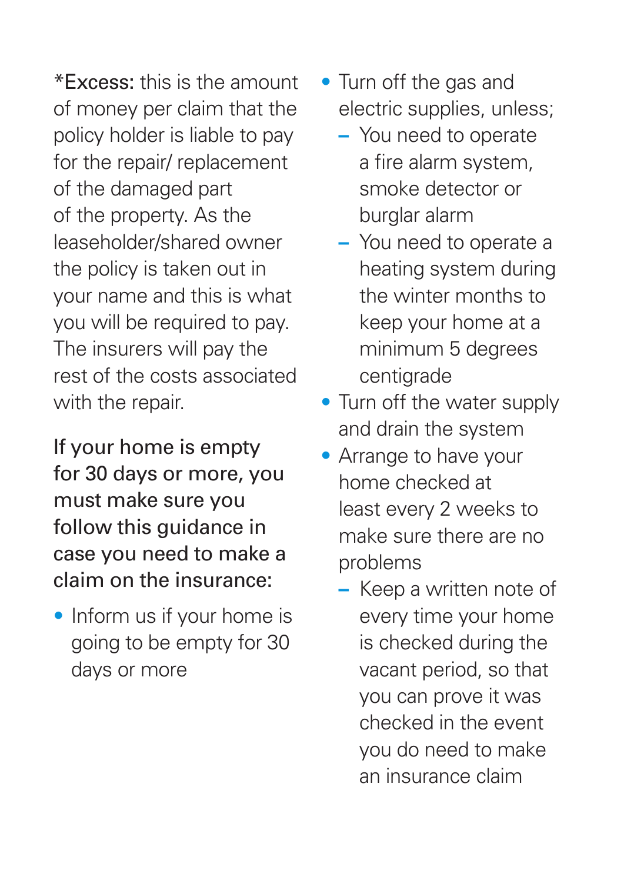*Excess: this is the amount of money per claim that the policy holder is liable to pay for the repair/ replacement of the damaged part of the property. As the leaseholder/shared owner the policy is taken out in your name and this is what you will be required to pay. The insurers will pay the rest of the costs associated with the repair.

If your home is empty for 30 days or more, you must make sure you follow this guidance in case you need to make a claim on the insurance:

- Inform us if your home is going to be empty for 30 days or more
- Turn off the gas and electric supplies, unless;
  - You need to operate a fire alarm system, smoke detector or burglar alarm
  - You need to operate a heating system during the winter months to keep your home at a minimum 5 degrees centigrade
- Turn off the water supply and drain the system
- Arrange to have your home checked at least every 2 weeks to make sure there are no problems
  - Keep a written note of every time your home is checked during the vacant period, so that you can prove it was checked in the event you do need to make an insurance claim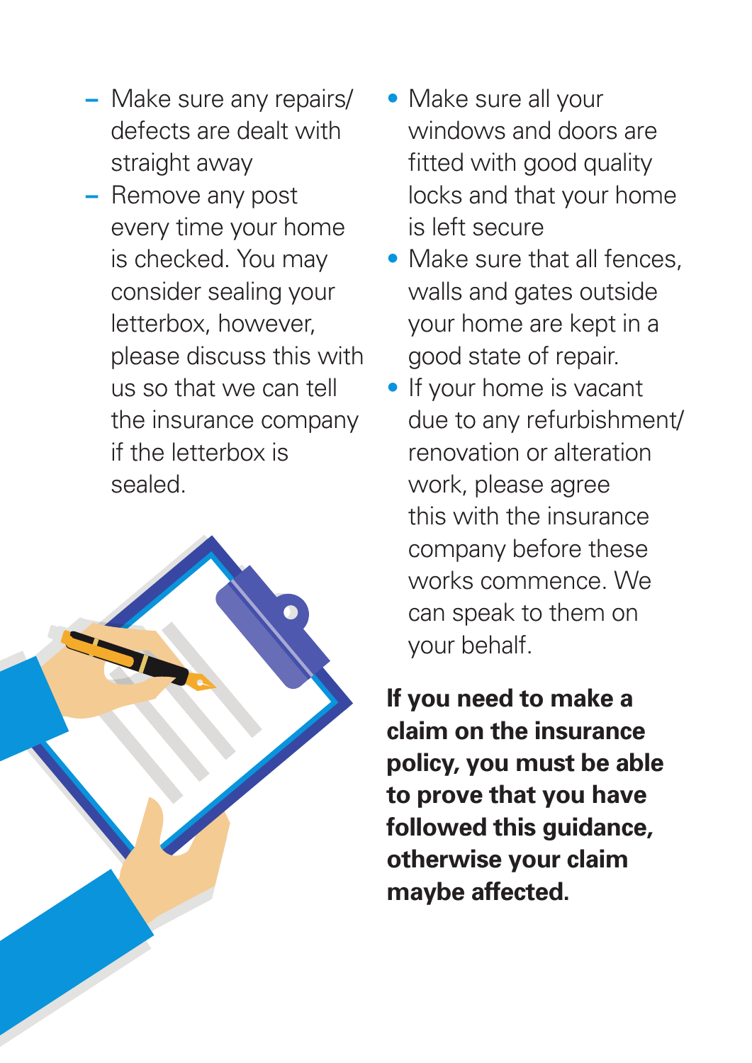- Make sure any repairs/ defects are dealt with straight away
- Remove any post every time your home is checked. You may consider sealing your letterbox, however, please discuss this with us so that we can tell the insurance company if the letterbox is sealed.

- Make sure all your windows and doors are fitted with good quality locks and that your home is left secure
- Make sure that all fences, walls and gates outside your home are kept in a good state of repair.
- If your home is vacant due to any refurbishment/ renovation or alteration work, please agree this with the insurance company before these works commence. We can speak to them on your behalf.

**If you need to make a claim on the insurance policy, you must be able to prove that you have followed this guidance, otherwise your claim maybe affected.**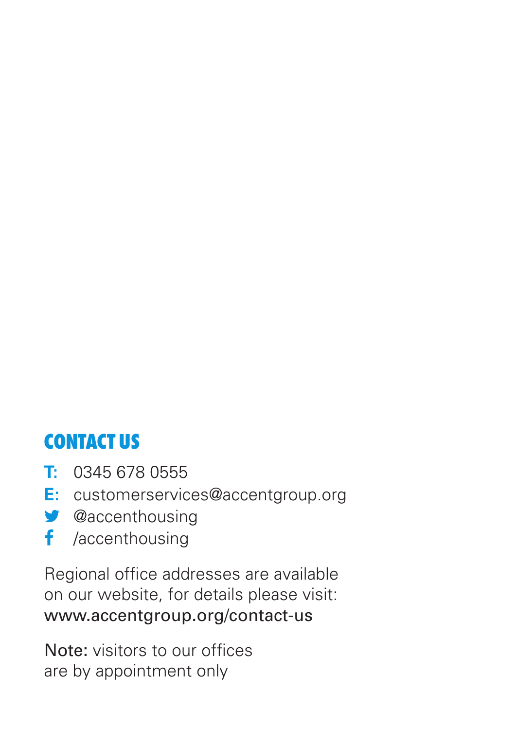## CONTACT US

**T:** 0345 678 0555
**E:** customerservices@accentgroup.org
@accenthousing
/accenthousing

Regional office addresses are available on our website, for details please visit:
www.accentgroup.org/contact-us

Note: visitors to our offices are by appointment only